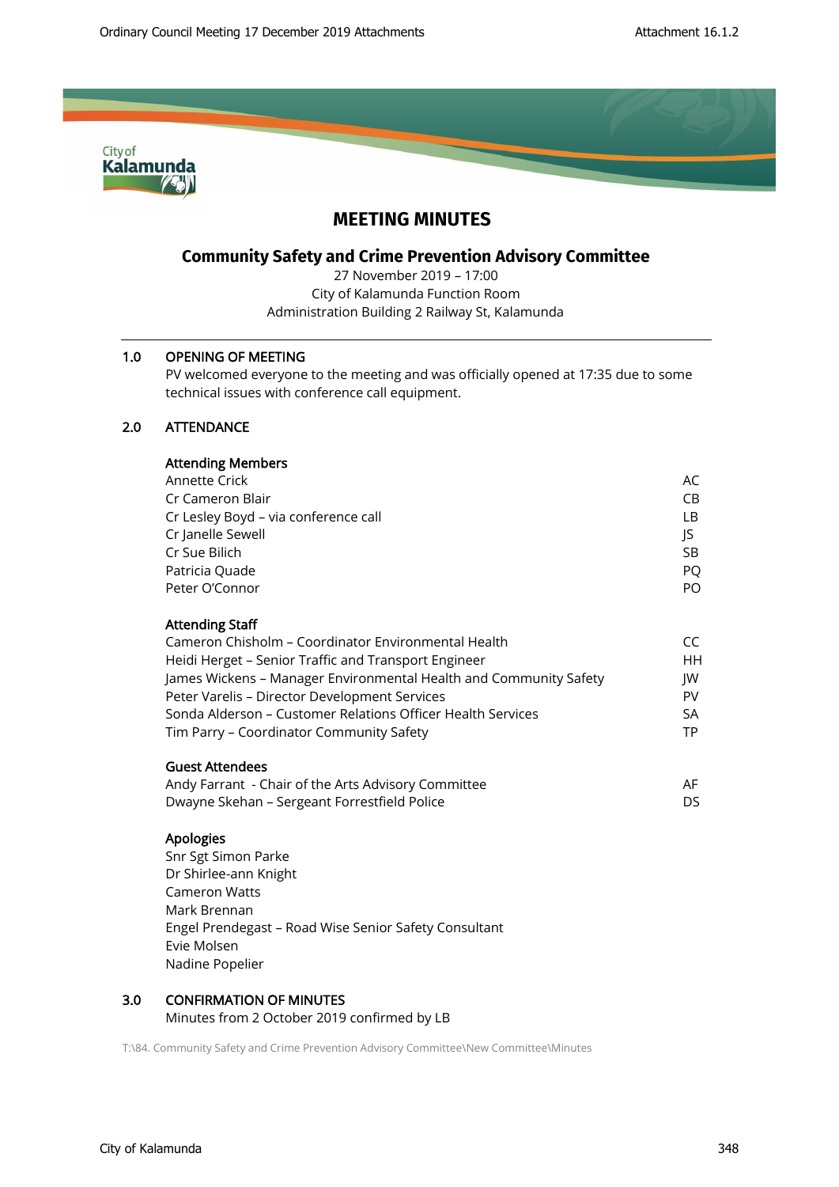# MEETING MINUTES

## Community Safety and Crime Prevention Advisory Committee

27 November 2019 – 17:00
City of Kalamunda Function Room
Administration Building 2 Railway St, Kalamunda

### 1.0 OPENING OF MEETING

PV welcomed everyone to the meeting and was officially opened at 17:35 due to some technical issues with conference call equipment.

### 2.0 ATTENDANCE

**Attending Members**

| | |
|---|---|
| Annette Crick | AC |
| Cr Cameron Blair | CB |
| Cr Lesley Boyd – via conference call | LB |
| Cr Janelle Sewell | JS |
| Cr Sue Bilich | SB |
| Patricia Quade | PQ |
| Peter O'Connor | PO |

**Attending Staff**

| | |
|---|---|
| Cameron Chisholm – Coordinator Environmental Health | CC |
| Heidi Herget – Senior Traffic and Transport Engineer | HH |
| James Wickens – Manager Environmental Health and Community Safety | JW |
| Peter Varelis – Director Development Services | PV |
| Sonda Alderson – Customer Relations Officer Health Services | SA |
| Tim Parry – Coordinator Community Safety | TP |

**Guest Attendees**

| | |
|---|---|
| Andy Farrant - Chair of the Arts Advisory Committee | AF |
| Dwayne Skehan – Sergeant Forrestfield Police | DS |

**Apologies**

Snr Sgt Simon Parke
Dr Shirlee-ann Knight
Cameron Watts
Mark Brennan
Engel Prendegast – Road Wise Senior Safety Consultant
Evie Molsen
Nadine Popelier

### 3.0 CONFIRMATION OF MINUTES

Minutes from 2 October 2019 confirmed by LB

T:\84. Community Safety and Crime Prevention Advisory Committee\New Committee\Minutes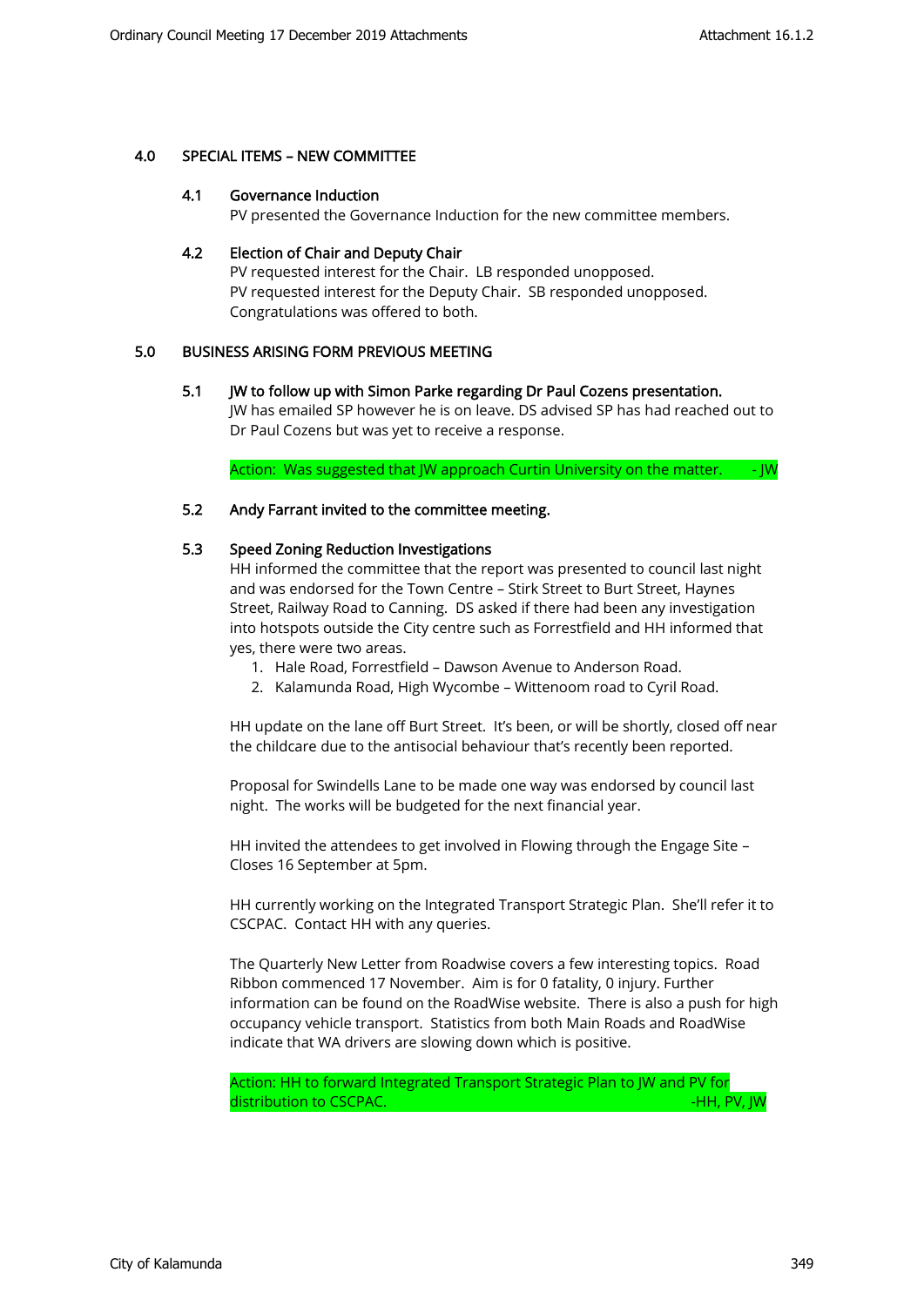## 4.0 SPECIAL ITEMS – NEW COMMITTEE

### 4.1 Governance Induction

PV presented the Governance Induction for the new committee members.

### 4.2 Election of Chair and Deputy Chair

PV requested interest for the Chair. LB responded unopposed.
PV requested interest for the Deputy Chair. SB responded unopposed.
Congratulations was offered to both.

## 5.0 BUSINESS ARISING FORM PREVIOUS MEETING

### 5.1 JW to follow up with Simon Parke regarding Dr Paul Cozens presentation.

JW has emailed SP however he is on leave. DS advised SP has had reached out to Dr Paul Cozens but was yet to receive a response.

Action: Was suggested that JW approach Curtin University on the matter. - JW

### 5.2 Andy Farrant invited to the committee meeting.

### 5.3 Speed Zoning Reduction Investigations

HH informed the committee that the report was presented to council last night and was endorsed for the Town Centre – Stirk Street to Burt Street, Haynes Street, Railway Road to Canning. DS asked if there had been any investigation into hotspots outside the City centre such as Forrestfield and HH informed that yes, there were two areas.

1. Hale Road, Forrestfield – Dawson Avenue to Anderson Road.
2. Kalamunda Road, High Wycombe – Wittenoom road to Cyril Road.

HH update on the lane off Burt Street. It's been, or will be shortly, closed off near the childcare due to the antisocial behaviour that's recently been reported.

Proposal for Swindells Lane to be made one way was endorsed by council last night. The works will be budgeted for the next financial year.

HH invited the attendees to get involved in Flowing through the Engage Site – Closes 16 September at 5pm.

HH currently working on the Integrated Transport Strategic Plan. She'll refer it to CSCPAC. Contact HH with any queries.

The Quarterly New Letter from Roadwise covers a few interesting topics. Road Ribbon commenced 17 November. Aim is for 0 fatality, 0 injury. Further information can be found on the RoadWise website. There is also a push for high occupancy vehicle transport. Statistics from both Main Roads and RoadWise indicate that WA drivers are slowing down which is positive.

Action: HH to forward Integrated Transport Strategic Plan to JW and PV for distribution to CSCPAC. -HH, PV, JW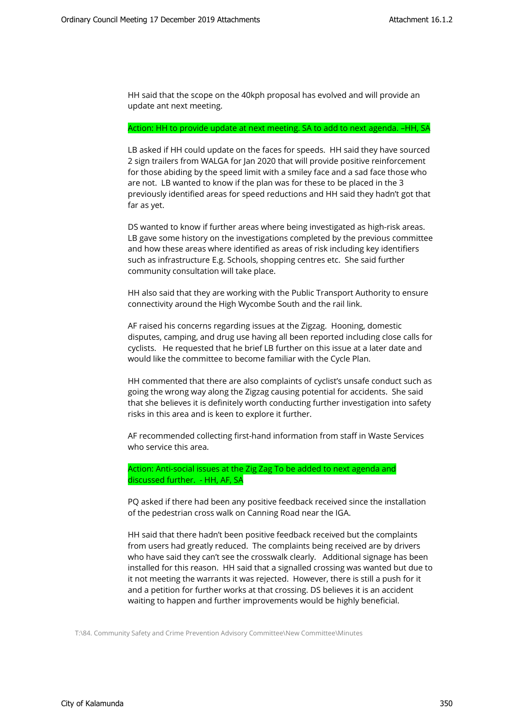HH said that the scope on the 40kph proposal has evolved and will provide an update ant next meeting.

Action: HH to provide update at next meeting. SA to add to next agenda. –HH, SA

LB asked if HH could update on the faces for speeds. HH said they have sourced 2 sign trailers from WALGA for Jan 2020 that will provide positive reinforcement for those abiding by the speed limit with a smiley face and a sad face those who are not. LB wanted to know if the plan was for these to be placed in the 3 previously identified areas for speed reductions and HH said they hadn't got that far as yet.

DS wanted to know if further areas where being investigated as high-risk areas. LB gave some history on the investigations completed by the previous committee and how these areas where identified as areas of risk including key identifiers such as infrastructure E.g. Schools, shopping centres etc. She said further community consultation will take place.

HH also said that they are working with the Public Transport Authority to ensure connectivity around the High Wycombe South and the rail link.

AF raised his concerns regarding issues at the Zigzag. Hooning, domestic disputes, camping, and drug use having all been reported including close calls for cyclists. He requested that he brief LB further on this issue at a later date and would like the committee to become familiar with the Cycle Plan.

HH commented that there are also complaints of cyclist's unsafe conduct such as going the wrong way along the Zigzag causing potential for accidents. She said that she believes it is definitely worth conducting further investigation into safety risks in this area and is keen to explore it further.

AF recommended collecting first-hand information from staff in Waste Services who service this area.

Action: Anti-social issues at the Zig Zag To be added to next agenda and discussed further. - HH, AF, SA

PQ asked if there had been any positive feedback received since the installation of the pedestrian cross walk on Canning Road near the IGA.

HH said that there hadn't been positive feedback received but the complaints from users had greatly reduced. The complaints being received are by drivers who have said they can't see the crosswalk clearly. Additional signage has been installed for this reason. HH said that a signalled crossing was wanted but due to it not meeting the warrants it was rejected. However, there is still a push for it and a petition for further works at that crossing. DS believes it is an accident waiting to happen and further improvements would be highly beneficial.

T:\84. Community Safety and Crime Prevention Advisory Committee\New Committee\Minutes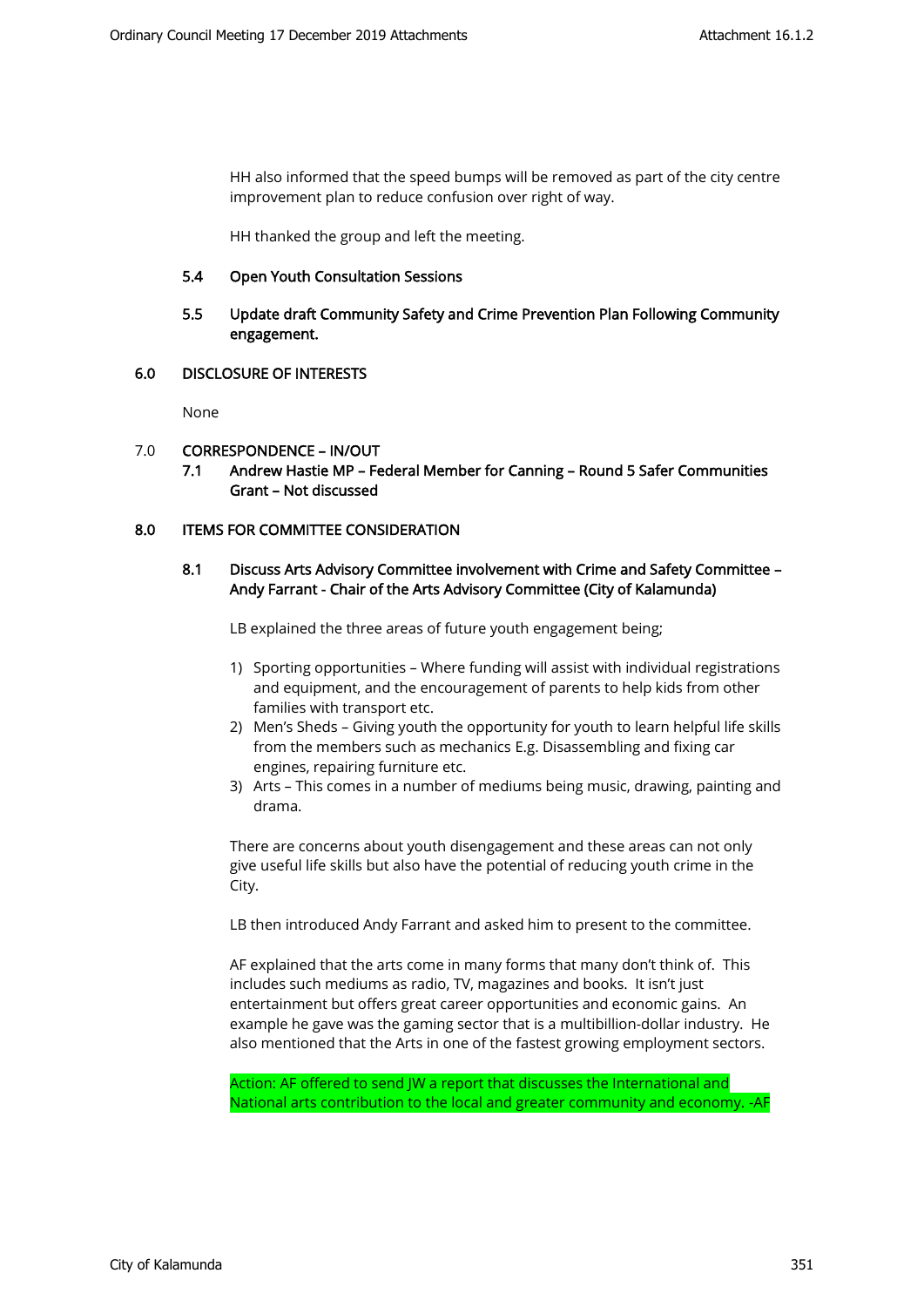HH also informed that the speed bumps will be removed as part of the city centre improvement plan to reduce confusion over right of way.

HH thanked the group and left the meeting.

**5.4 Open Youth Consultation Sessions**

**5.5 Update draft Community Safety and Crime Prevention Plan Following Community engagement.**

## 6.0 DISCLOSURE OF INTERESTS

None

## 7.0 CORRESPONDENCE – IN/OUT

**7.1 Andrew Hastie MP – Federal Member for Canning – Round 5 Safer Communities Grant – Not discussed**

## 8.0 ITEMS FOR COMMITTEE CONSIDERATION

**8.1 Discuss Arts Advisory Committee involvement with Crime and Safety Committee – Andy Farrant - Chair of the Arts Advisory Committee (City of Kalamunda)**

LB explained the three areas of future youth engagement being;

1) Sporting opportunities – Where funding will assist with individual registrations and equipment, and the encouragement of parents to help kids from other families with transport etc.
2) Men's Sheds – Giving youth the opportunity for youth to learn helpful life skills from the members such as mechanics E.g. Disassembling and fixing car engines, repairing furniture etc.
3) Arts – This comes in a number of mediums being music, drawing, painting and drama.

There are concerns about youth disengagement and these areas can not only give useful life skills but also have the potential of reducing youth crime in the City.

LB then introduced Andy Farrant and asked him to present to the committee.

AF explained that the arts come in many forms that many don't think of. This includes such mediums as radio, TV, magazines and books. It isn't just entertainment but offers great career opportunities and economic gains. An example he gave was the gaming sector that is a multibillion-dollar industry. He also mentioned that the Arts in one of the fastest growing employment sectors.

Action: AF offered to send JW a report that discusses the International and National arts contribution to the local and greater community and economy. -AF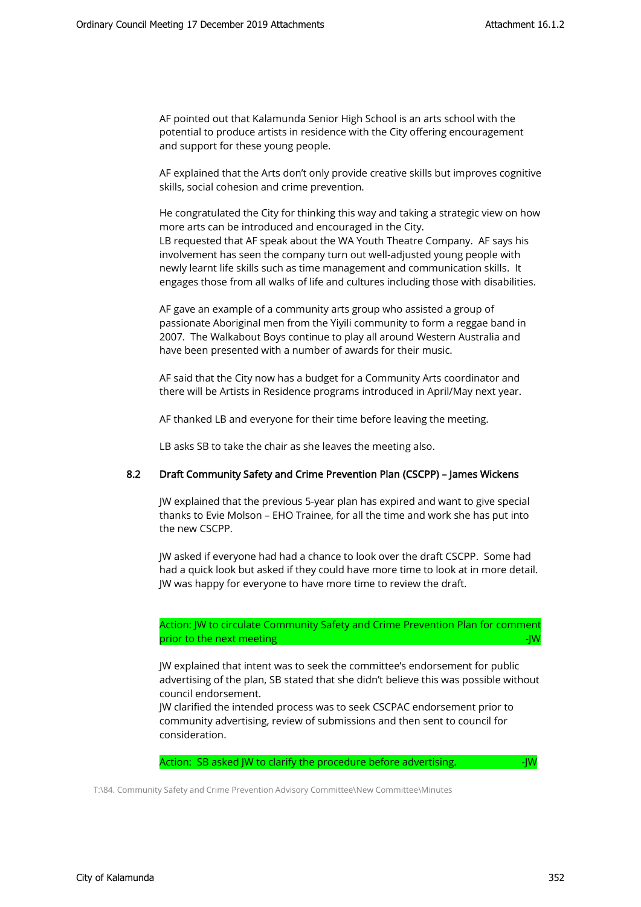AF pointed out that Kalamunda Senior High School is an arts school with the potential to produce artists in residence with the City offering encouragement and support for these young people.

AF explained that the Arts don't only provide creative skills but improves cognitive skills, social cohesion and crime prevention.

He congratulated the City for thinking this way and taking a strategic view on how more arts can be introduced and encouraged in the City.
LB requested that AF speak about the WA Youth Theatre Company. AF says his involvement has seen the company turn out well-adjusted young people with newly learnt life skills such as time management and communication skills. It engages those from all walks of life and cultures including those with disabilities.

AF gave an example of a community arts group who assisted a group of passionate Aboriginal men from the Yiyili community to form a reggae band in 2007. The Walkabout Boys continue to play all around Western Australia and have been presented with a number of awards for their music.

AF said that the City now has a budget for a Community Arts coordinator and there will be Artists in Residence programs introduced in April/May next year.

AF thanked LB and everyone for their time before leaving the meeting.

LB asks SB to take the chair as she leaves the meeting also.

### 8.2 Draft Community Safety and Crime Prevention Plan (CSCPP) – James Wickens

JW explained that the previous 5-year plan has expired and want to give special thanks to Evie Molson – EHO Trainee, for all the time and work she has put into the new CSCPP.

JW asked if everyone had had a chance to look over the draft CSCPP. Some had had a quick look but asked if they could have more time to look at in more detail. JW was happy for everyone to have more time to review the draft.

Action: JW to circulate Community Safety and Crime Prevention Plan for comment prior to the next meeting -JW

JW explained that intent was to seek the committee's endorsement for public advertising of the plan, SB stated that she didn't believe this was possible without council endorsement.
JW clarified the intended process was to seek CSCPAC endorsement prior to community advertising, review of submissions and then sent to council for consideration.

Action: SB asked JW to clarify the procedure before advertising. -JW

T:\84. Community Safety and Crime Prevention Advisory Committee\New Committee\Minutes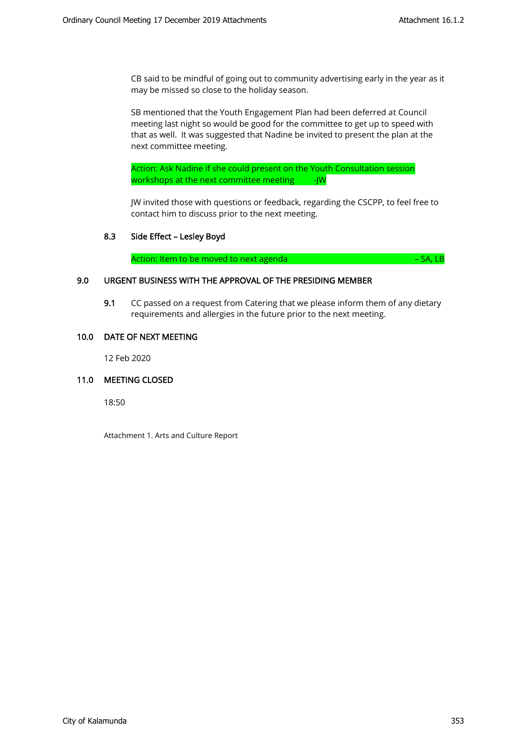CB said to be mindful of going out to community advertising early in the year as it may be missed so close to the holiday season.

SB mentioned that the Youth Engagement Plan had been deferred at Council meeting last night so would be good for the committee to get up to speed with that as well. It was suggested that Nadine be invited to present the plan at the next committee meeting.

Action: Ask Nadine if she could present on the Youth Consultation session workshops at the next committee meeting -JW

JW invited those with questions or feedback, regarding the CSCPP, to feel free to contact him to discuss prior to the next meeting.

### 8.3 Side Effect – Lesley Boyd

Action: Item to be moved to next agenda – SA, LB

## 9.0 URGENT BUSINESS WITH THE APPROVAL OF THE PRESIDING MEMBER

**9.1** CC passed on a request from Catering that we please inform them of any dietary requirements and allergies in the future prior to the next meeting.

## 10.0 DATE OF NEXT MEETING

12 Feb 2020

## 11.0 MEETING CLOSED

18:50

Attachment 1. Arts and Culture Report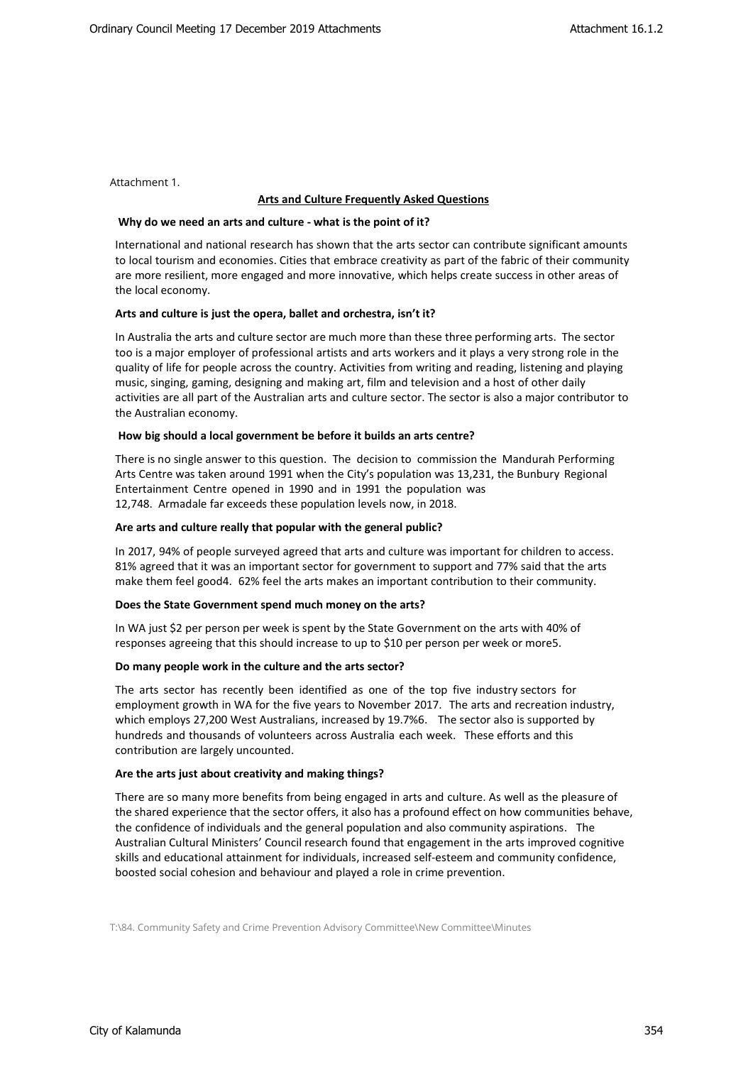Attachment 1.

## Arts and Culture Frequently Asked Questions

**Why do we need an arts and culture - what is the point of it?**

International and national research has shown that the arts sector can contribute significant amounts to local tourism and economies. Cities that embrace creativity as part of the fabric of their community are more resilient, more engaged and more innovative, which helps create success in other areas of the local economy.

**Arts and culture is just the opera, ballet and orchestra, isn't it?**

In Australia the arts and culture sector are much more than these three performing arts. The sector too is a major employer of professional artists and arts workers and it plays a very strong role in the quality of life for people across the country. Activities from writing and reading, listening and playing music, singing, gaming, designing and making art, film and television and a host of other daily activities are all part of the Australian arts and culture sector. The sector is also a major contributor to the Australian economy.

**How big should a local government be before it builds an arts centre?**

There is no single answer to this question. The decision to commission the Mandurah Performing Arts Centre was taken around 1991 when the City's population was 13,231, the Bunbury Regional Entertainment Centre opened in 1990 and in 1991 the population was 12,748. Armadale far exceeds these population levels now, in 2018.

**Are arts and culture really that popular with the general public?**

In 2017, 94% of people surveyed agreed that arts and culture was important for children to access. 81% agreed that it was an important sector for government to support and 77% said that the arts make them feel good[4]. 62% feel the arts makes an important contribution to their community.

**Does the State Government spend much money on the arts?**

In WA just $2 per person per week is spent by the State Government on the arts with 40% of responses agreeing that this should increase to up to $10 per person per week or more[5].

**Do many people work in the culture and the arts sector?**

The arts sector has recently been identified as one of the top five industry sectors for employment growth in WA for the five years to November 2017. The arts and recreation industry, which employs 27,200 West Australians, increased by 19.7%[6]. The sector also is supported by hundreds and thousands of volunteers across Australia each week. These efforts and this contribution are largely uncounted.

**Are the arts just about creativity and making things?**

There are so many more benefits from being engaged in arts and culture. As well as the pleasure of the shared experience that the sector offers, it also has a profound effect on how communities behave, the confidence of individuals and the general population and also community aspirations. The Australian Cultural Ministers' Council research found that engagement in the arts improved cognitive skills and educational attainment for individuals, increased self-esteem and community confidence, boosted social cohesion and behaviour and played a role in crime prevention.

T:\84. Community Safety and Crime Prevention Advisory Committee\New Committee\Minutes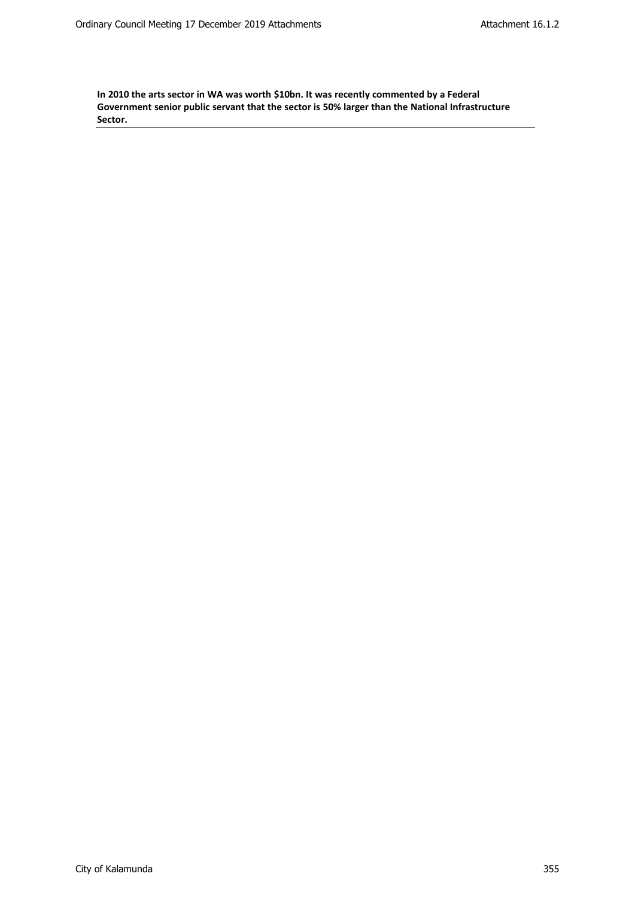**In 2010 the arts sector in WA was worth $10bn. It was recently commented by a Federal Government senior public servant that the sector is 50% larger than the National Infrastructure Sector.**